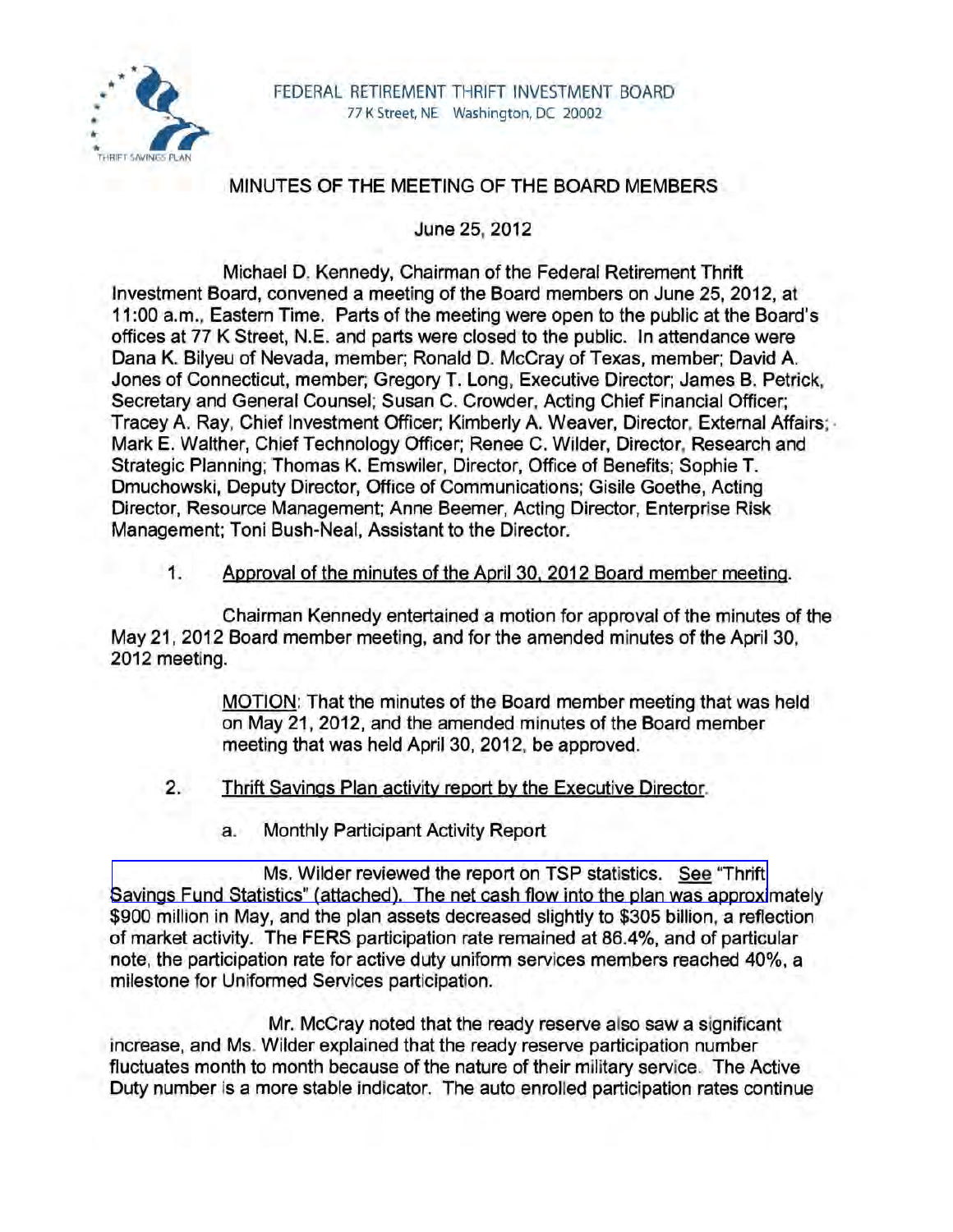FEDERAL RETIREMENT THRIFT INVESTMENT BOARD
77 K Street, NE Washington, DC 20002

# MINUTES OF THE MEETING OF THE BOARD MEMBERS

June 25, 2012

Michael D. Kennedy, Chairman of the Federal Retirement Thrift Investment Board, convened a meeting of the Board members on June 25, 2012, at 11:00 a.m., Eastern Time. Parts of the meeting were open to the public at the Board's offices at 77 K Street, N.E. and parts were closed to the public. In attendance were Dana K. Bilyeu of Nevada, member; Ronald D. McCray of Texas, member; David A. Jones of Connecticut, member; Gregory T. Long, Executive Director; James B. Petrick, Secretary and General Counsel; Susan C. Crowder, Acting Chief Financial Officer; Tracey A. Ray, Chief Investment Officer; Kimberly A. Weaver, Director, External Affairs; Mark E. Walther, Chief Technology Officer; Renee C. Wilder, Director, Research and Strategic Planning; Thomas K. Emswiler, Director, Office of Benefits; Sophie T. Dmuchowski, Deputy Director, Office of Communications; Gisile Goethe, Acting Director, Resource Management; Anne Beemer, Acting Director, Enterprise Risk Management; Toni Bush-Neal, Assistant to the Director.

1. Approval of the minutes of the April 30, 2012 Board member meeting.

Chairman Kennedy entertained a motion for approval of the minutes of the May 21, 2012 Board member meeting, and for the amended minutes of the April 30, 2012 meeting.

> MOTION: That the minutes of the Board member meeting that was held on May 21, 2012, and the amended minutes of the Board member meeting that was held April 30, 2012, be approved.

2. Thrift Savings Plan activity report by the Executive Director.

   a. Monthly Participant Activity Report

Ms. Wilder reviewed the report on TSP statistics. See "Thrift Savings Fund Statistics" (attached). The net cash flow into the plan was approximately $900 million in May, and the plan assets decreased slightly to $305 billion, a reflection of market activity. The FERS participation rate remained at 86.4%, and of particular note, the participation rate for active duty uniform services members reached 40%, a milestone for Uniformed Services participation.

Mr. McCray noted that the ready reserve also saw a significant increase, and Ms. Wilder explained that the ready reserve participation number fluctuates month to month because of the nature of their military service. The Active Duty number is a more stable indicator. The auto enrolled participation rates continue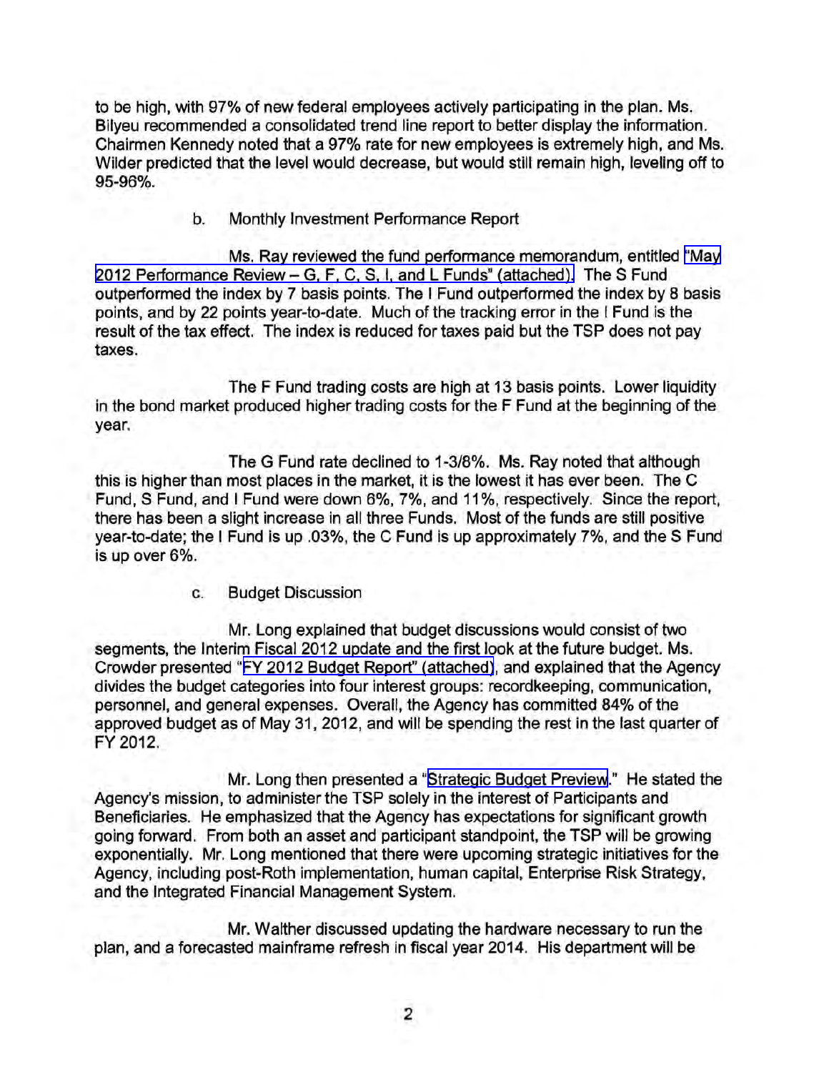to be high, with 97% of new federal employees actively participating in the plan. Ms. Bilyeu recommended a consolidated trend line report to better display the information. Chairmen Kennedy noted that a 97% rate for new employees is extremely high, and Ms. Wilder predicted that the level would decrease, but would still remain high, leveling off to 95-96%.

b. Monthly Investment Performance Report

Ms. Ray reviewed the fund performance memorandum, entitled "May 2012 Performance Review – G, F, C, S, I, and L Funds" (attached). The S Fund outperformed the index by 7 basis points. The I Fund outperformed the index by 8 basis points, and by 22 points year-to-date. Much of the tracking error in the I Fund is the result of the tax effect. The index is reduced for taxes paid but the TSP does not pay taxes.

The F Fund trading costs are high at 13 basis points. Lower liquidity in the bond market produced higher trading costs for the F Fund at the beginning of the year.

The G Fund rate declined to 1-3/8%. Ms. Ray noted that although this is higher than most places in the market, it is the lowest it has ever been. The C Fund, S Fund, and I Fund were down 6%, 7%, and 11%, respectively. Since the report, there has been a slight increase in all three Funds. Most of the funds are still positive year-to-date; the I Fund is up .03%, the C Fund is up approximately 7%, and the S Fund is up over 6%.

c. Budget Discussion

Mr. Long explained that budget discussions would consist of two segments, the Interim Fiscal 2012 update and the first look at the future budget. Ms. Crowder presented "FY 2012 Budget Report" (attached), and explained that the Agency divides the budget categories into four interest groups: recordkeeping, communication, personnel, and general expenses. Overall, the Agency has committed 84% of the approved budget as of May 31, 2012, and will be spending the rest in the last quarter of FY 2012.

Mr. Long then presented a "Strategic Budget Preview." He stated the Agency's mission, to administer the TSP solely in the interest of Participants and Beneficiaries. He emphasized that the Agency has expectations for significant growth going forward. From both an asset and participant standpoint, the TSP will be growing exponentially. Mr. Long mentioned that there were upcoming strategic initiatives for the Agency, including post-Roth implementation, human capital, Enterprise Risk Strategy, and the Integrated Financial Management System.

Mr. Walther discussed updating the hardware necessary to run the plan, and a forecasted mainframe refresh in fiscal year 2014. His department will be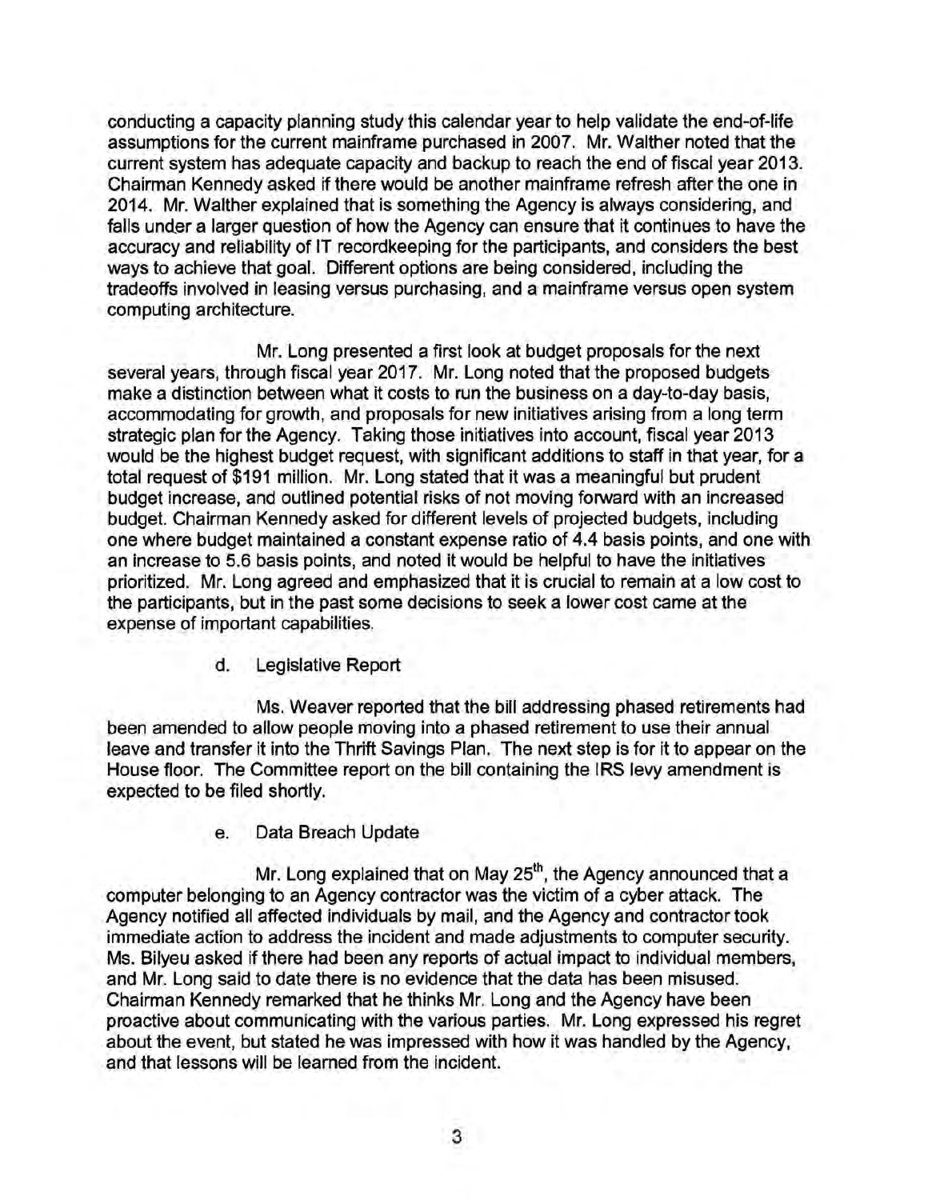conducting a capacity planning study this calendar year to help validate the end-of-life assumptions for the current mainframe purchased in 2007. Mr. Walther noted that the current system has adequate capacity and backup to reach the end of fiscal year 2013. Chairman Kennedy asked if there would be another mainframe refresh after the one in 2014. Mr. Walther explained that is something the Agency is always considering, and falls under a larger question of how the Agency can ensure that it continues to have the accuracy and reliability of IT recordkeeping for the participants, and considers the best ways to achieve that goal. Different options are being considered, including the tradeoffs involved in leasing versus purchasing, and a mainframe versus open system computing architecture.

Mr. Long presented a first look at budget proposals for the next several years, through fiscal year 2017. Mr. Long noted that the proposed budgets make a distinction between what it costs to run the business on a day-to-day basis, accommodating for growth, and proposals for new initiatives arising from a long term strategic plan for the Agency. Taking those initiatives into account, fiscal year 2013 would be the highest budget request, with significant additions to staff in that year, for a total request of $191 million. Mr. Long stated that it was a meaningful but prudent budget increase, and outlined potential risks of not moving forward with an increased budget. Chairman Kennedy asked for different levels of projected budgets, including one where budget maintained a constant expense ratio of 4.4 basis points, and one with an increase to 5.6 basis points, and noted it would be helpful to have the initiatives prioritized. Mr. Long agreed and emphasized that it is crucial to remain at a low cost to the participants, but in the past some decisions to seek a lower cost came at the expense of important capabilities.

d. Legislative Report

Ms. Weaver reported that the bill addressing phased retirements had been amended to allow people moving into a phased retirement to use their annual leave and transfer it into the Thrift Savings Plan. The next step is for it to appear on the House floor. The Committee report on the bill containing the IRS levy amendment is expected to be filed shortly.

e. Data Breach Update

Mr. Long explained that on May 25th, the Agency announced that a computer belonging to an Agency contractor was the victim of a cyber attack. The Agency notified all affected individuals by mail, and the Agency and contractor took immediate action to address the incident and made adjustments to computer security. Ms. Bilyeu asked if there had been any reports of actual impact to individual members, and Mr. Long said to date there is no evidence that the data has been misused. Chairman Kennedy remarked that he thinks Mr. Long and the Agency have been proactive about communicating with the various parties. Mr. Long expressed his regret about the event, but stated he was impressed with how it was handled by the Agency, and that lessons will be learned from the incident.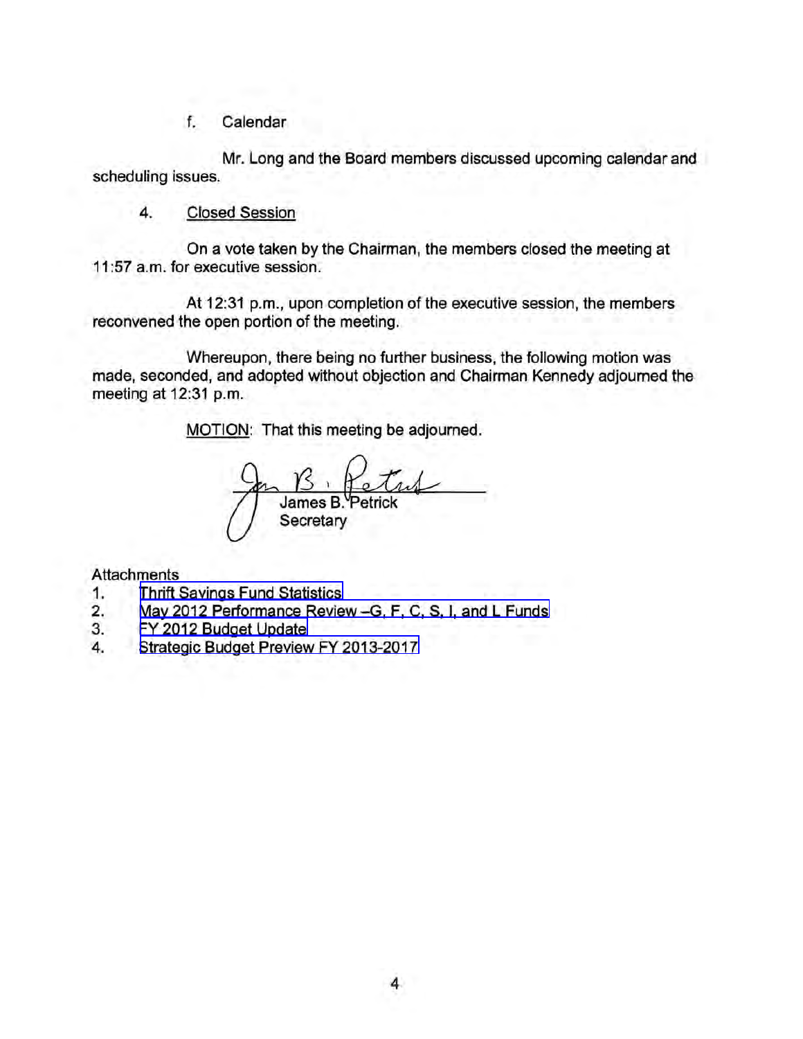f. Calendar

Mr. Long and the Board members discussed upcoming calendar and scheduling issues.

4. Closed Session

On a vote taken by the Chairman, the members closed the meeting at 11:57 a.m. for executive session.

At 12:31 p.m., upon completion of the executive session, the members reconvened the open portion of the meeting.

Whereupon, there being no further business, the following motion was made, seconded, and adopted without objection and Chairman Kennedy adjourned the meeting at 12:31 p.m.

MOTION: That this meeting be adjourned.

James B. Petrick
Secretary

Attachments

1. Thrift Savings Fund Statistics
2. May 2012 Performance Review –G, F, C, S, I, and L Funds
3. FY 2012 Budget Update
4. Strategic Budget Preview FY 2013-2017